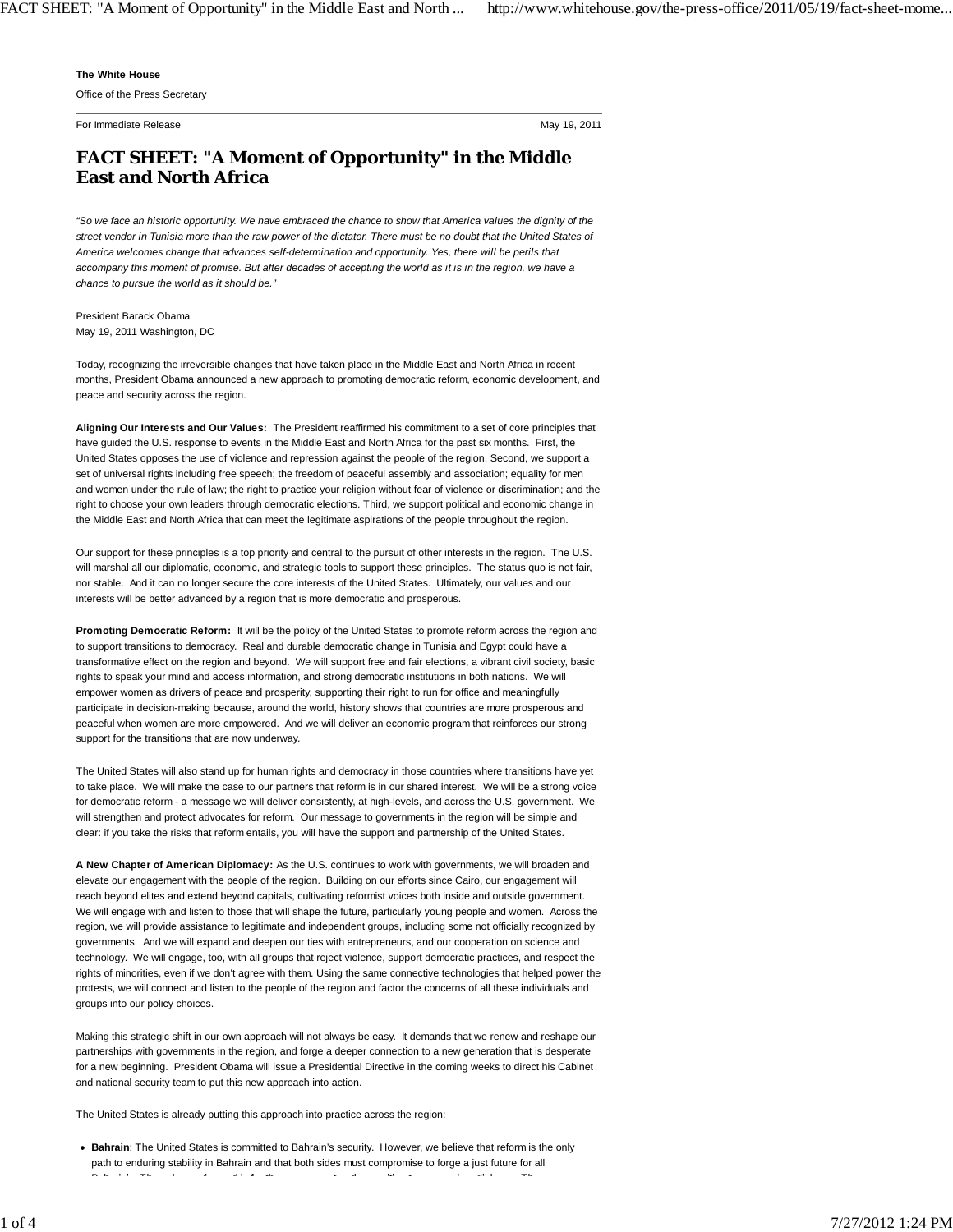**The White House**

Office of the Press Secretary

For Immediate Release May 19, 2011

# FACT SHEET: "A Moment of Opportunity" in the Middle East and North Africa

*"So we face an historic opportunity. We have embraced the chance to show that America values the dignity of the street vendor in Tunisia more than the raw power of the dictator. There must be no doubt that the United States of America welcomes change that advances self-determination and opportunity. Yes, there will be perils that accompany this moment of promise. But after decades of accepting the world as it is in the region, we have a chance to pursue the world as it should be."*

President Barack Obama
May 19, 2011 Washington, DC

Today, recognizing the irreversible changes that have taken place in the Middle East and North Africa in recent months, President Obama announced a new approach to promoting democratic reform, economic development, and peace and security across the region.

**Aligning Our Interests and Our Values:** The President reaffirmed his commitment to a set of core principles that have guided the U.S. response to events in the Middle East and North Africa for the past six months. First, the United States opposes the use of violence and repression against the people of the region. Second, we support a set of universal rights including free speech; the freedom of peaceful assembly and association; equality for men and women under the rule of law; the right to practice your religion without fear of violence or discrimination; and the right to choose your own leaders through democratic elections. Third, we support political and economic change in the Middle East and North Africa that can meet the legitimate aspirations of the people throughout the region.

Our support for these principles is a top priority and central to the pursuit of other interests in the region. The U.S. will marshal all our diplomatic, economic, and strategic tools to support these principles. The status quo is not fair, nor stable. And it can no longer secure the core interests of the United States. Ultimately, our values and our interests will be better advanced by a region that is more democratic and prosperous.

**Promoting Democratic Reform:** It will be the policy of the United States to promote reform across the region and to support transitions to democracy. Real and durable democratic change in Tunisia and Egypt could have a transformative effect on the region and beyond. We will support free and fair elections, a vibrant civil society, basic rights to speak your mind and access information, and strong democratic institutions in both nations. We will empower women as drivers of peace and prosperity, supporting their right to run for office and meaningfully participate in decision-making because, around the world, history shows that countries are more prosperous and peaceful when women are more empowered. And we will deliver an economic program that reinforces our strong support for the transitions that are now underway.

The United States will also stand up for human rights and democracy in those countries where transitions have yet to take place. We will make the case to our partners that reform is in our shared interest. We will be a strong voice for democratic reform - a message we will deliver consistently, at high-levels, and across the U.S. government. We will strengthen and protect advocates for reform. Our message to governments in the region will be simple and clear: if you take the risks that reform entails, you will have the support and partnership of the United States.

**A New Chapter of American Diplomacy:** As the U.S. continues to work with governments, we will broaden and elevate our engagement with the people of the region. Building on our efforts since Cairo, our engagement will reach beyond elites and extend beyond capitals, cultivating reformist voices both inside and outside government. We will engage with and listen to those that will shape the future, particularly young people and women. Across the region, we will provide assistance to legitimate and independent groups, including some not officially recognized by governments. And we will expand and deepen our ties with entrepreneurs, and our cooperation on science and technology. We will engage, too, with all groups that reject violence, support democratic practices, and respect the rights of minorities, even if we don't agree with them. Using the same connective technologies that helped power the protests, we will connect and listen to the people of the region and factor the concerns of all these individuals and groups into our policy choices.

Making this strategic shift in our own approach will not always be easy. It demands that we renew and reshape our partnerships with governments in the region, and forge a deeper connection to a new generation that is desperate for a new beginning. President Obama will issue a Presidential Directive in the coming weeks to direct his Cabinet and national security team to put this new approach into action.

The United States is already putting this approach into practice across the region:

- **Bahrain**: The United States is committed to Bahrain's security. However, we believe that reform is the only path to enduring stability in Bahrain and that both sides must compromise to forge a just future for all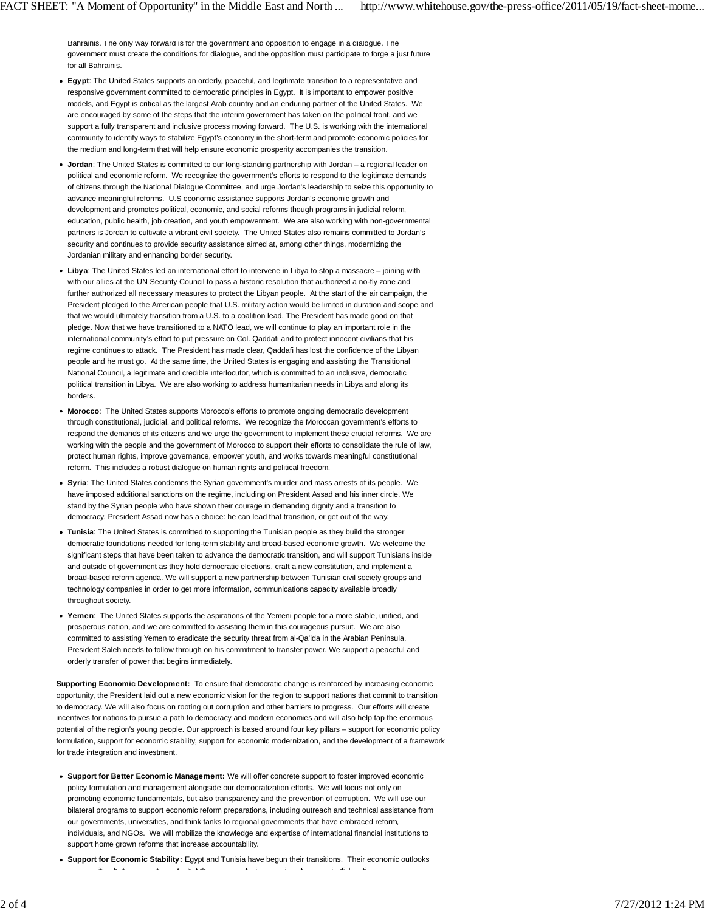Bahrainis. The only way forward is for the government and opposition to engage in a dialogue. The government must create the conditions for dialogue, and the opposition must participate to forge a just future for all Bahrainis.

- **Egypt**: The United States supports an orderly, peaceful, and legitimate transition to a representative and responsive government committed to democratic principles in Egypt. It is important to empower positive models, and Egypt is critical as the largest Arab country and an enduring partner of the United States. We are encouraged by some of the steps that the interim government has taken on the political front, and we support a fully transparent and inclusive process moving forward. The U.S. is working with the international community to identify ways to stabilize Egypt's economy in the short-term and promote economic policies for the medium and long-term that will help ensure economic prosperity accompanies the transition.
- **Jordan**: The United States is committed to our long-standing partnership with Jordan – a regional leader on political and economic reform. We recognize the government's efforts to respond to the legitimate demands of citizens through the National Dialogue Committee, and urge Jordan's leadership to seize this opportunity to advance meaningful reforms. U.S economic assistance supports Jordan's economic growth and development and promotes political, economic, and social reforms though programs in judicial reform, education, public health, job creation, and youth empowerment. We are also working with non-governmental partners is Jordan to cultivate a vibrant civil society. The United States also remains committed to Jordan's security and continues to provide security assistance aimed at, among other things, modernizing the Jordanian military and enhancing border security.
- **Libya**: The United States led an international effort to intervene in Libya to stop a massacre – joining with with our allies at the UN Security Council to pass a historic resolution that authorized a no-fly zone and further authorized all necessary measures to protect the Libyan people. At the start of the air campaign, the President pledged to the American people that U.S. military action would be limited in duration and scope and that we would ultimately transition from a U.S. to a coalition lead. The President has made good on that pledge. Now that we have transitioned to a NATO lead, we will continue to play an important role in the international community's effort to put pressure on Col. Qaddafi and to protect innocent civilians that his regime continues to attack. The President has made clear, Qaddafi has lost the confidence of the Libyan people and he must go. At the same time, the United States is engaging and assisting the Transitional National Council, a legitimate and credible interlocutor, which is committed to an inclusive, democratic political transition in Libya. We are also working to address humanitarian needs in Libya and along its borders.
- **Morocco**: The United States supports Morocco's efforts to promote ongoing democratic development through constitutional, judicial, and political reforms. We recognize the Moroccan government's efforts to respond the demands of its citizens and we urge the government to implement these crucial reforms. We are working with the people and the government of Morocco to support their efforts to consolidate the rule of law, protect human rights, improve governance, empower youth, and works towards meaningful constitutional reform. This includes a robust dialogue on human rights and political freedom.
- **Syria**: The United States condemns the Syrian government's murder and mass arrests of its people. We have imposed additional sanctions on the regime, including on President Assad and his inner circle. We stand by the Syrian people who have shown their courage in demanding dignity and a transition to democracy. President Assad now has a choice: he can lead that transition, or get out of the way.
- **Tunisia**: The United States is committed to supporting the Tunisian people as they build the stronger democratic foundations needed for long-term stability and broad-based economic growth. We welcome the significant steps that have been taken to advance the democratic transition, and will support Tunisians inside and outside of government as they hold democratic elections, craft a new constitution, and implement a broad-based reform agenda. We will support a new partnership between Tunisian civil society groups and technology companies in order to get more information, communications capacity available broadly throughout society.
- **Yemen**: The United States supports the aspirations of the Yemeni people for a more stable, unified, and prosperous nation, and we are committed to assisting them in this courageous pursuit. We are also committed to assisting Yemen to eradicate the security threat from al-Qa'ida in the Arabian Peninsula. President Saleh needs to follow through on his commitment to transfer power. We support a peaceful and orderly transfer of power that begins immediately.

**Supporting Economic Development:** To ensure that democratic change is reinforced by increasing economic opportunity, the President laid out a new economic vision for the region to support nations that commit to transition to democracy. We will also focus on rooting out corruption and other barriers to progress. Our efforts will create incentives for nations to pursue a path to democracy and modern economies and will also help tap the enormous potential of the region's young people. Our approach is based around four key pillars – support for economic policy formulation, support for economic stability, support for economic modernization, and the development of a framework for trade integration and investment.

- **Support for Better Economic Management:** We will offer concrete support to foster improved economic policy formulation and management alongside our democratization efforts. We will focus not only on promoting economic fundamentals, but also transparency and the prevention of corruption. We will use our bilateral programs to support economic reform preparations, including outreach and technical assistance from our governments, universities, and think tanks to regional governments that have embraced reform, individuals, and NGOs. We will mobilize the knowledge and expertise of international financial institutions to support home grown reforms that increase accountability.
- **Support for Economic Stability:** Egypt and Tunisia have begun their transitions. Their economic outlooks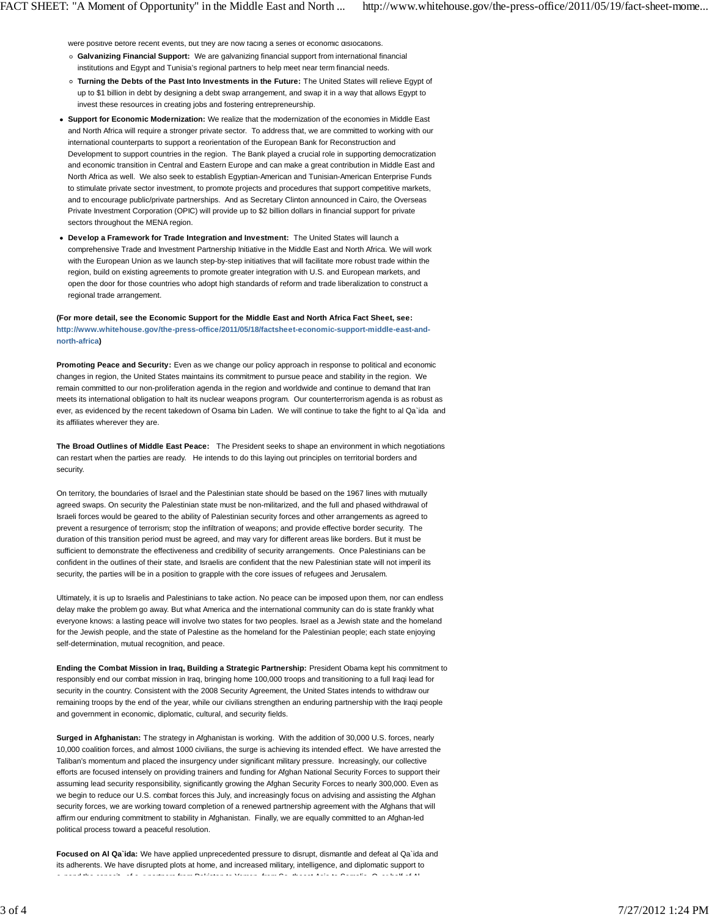were positive before recent events, but they are now facing a series of economic dislocations.

- **Galvanizing Financial Support:** We are galvanizing financial support from international financial institutions and Egypt and Tunisia's regional partners to help meet near term financial needs.
- **Turning the Debts of the Past Into Investments in the Future:** The United States will relieve Egypt of up to $1 billion in debt by designing a debt swap arrangement, and swap it in a way that allows Egypt to invest these resources in creating jobs and fostering entrepreneurship.

- **Support for Economic Modernization:** We realize that the modernization of the economies in Middle East and North Africa will require a stronger private sector. To address that, we are committed to working with our international counterparts to support a reorientation of the European Bank for Reconstruction and Development to support countries in the region. The Bank played a crucial role in supporting democratization and economic transition in Central and Eastern Europe and can make a great contribution in Middle East and North Africa as well. We also seek to establish Egyptian-American and Tunisian-American Enterprise Funds to stimulate private sector investment, to promote projects and procedures that support competitive markets, and to encourage public/private partnerships. And as Secretary Clinton announced in Cairo, the Overseas Private Investment Corporation (OPIC) will provide up to $2 billion dollars in financial support for private sectors throughout the MENA region.
- **Develop a Framework for Trade Integration and Investment:** The United States will launch a comprehensive Trade and Investment Partnership Initiative in the Middle East and North Africa. We will work with the European Union as we launch step-by-step initiatives that will facilitate more robust trade within the region, build on existing agreements to promote greater integration with U.S. and European markets, and open the door for those countries who adopt high standards of reform and trade liberalization to construct a regional trade arrangement.

**(For more detail, see the Economic Support for the Middle East and North Africa Fact Sheet, see: http://www.whitehouse.gov/the-press-office/2011/05/18/factsheet-economic-support-middle-east-and-north-africa)**

**Promoting Peace and Security:** Even as we change our policy approach in response to political and economic changes in region, the United States maintains its commitment to pursue peace and stability in the region. We remain committed to our non-proliferation agenda in the region and worldwide and continue to demand that Iran meets its international obligation to halt its nuclear weapons program. Our counterterrorism agenda is as robust as ever, as evidenced by the recent takedown of Osama bin Laden. We will continue to take the fight to al Qa`ida and its affiliates wherever they are.

**The Broad Outlines of Middle East Peace:** The President seeks to shape an environment in which negotiations can restart when the parties are ready. He intends to do this laying out principles on territorial borders and security.

On territory, the boundaries of Israel and the Palestinian state should be based on the 1967 lines with mutually agreed swaps. On security the Palestinian state must be non-militarized, and the full and phased withdrawal of Israeli forces would be geared to the ability of Palestinian security forces and other arrangements as agreed to prevent a resurgence of terrorism; stop the infiltration of weapons; and provide effective border security. The duration of this transition period must be agreed, and may vary for different areas like borders. But it must be sufficient to demonstrate the effectiveness and credibility of security arrangements. Once Palestinians can be confident in the outlines of their state, and Israelis are confident that the new Palestinian state will not imperil its security, the parties will be in a position to grapple with the core issues of refugees and Jerusalem.

Ultimately, it is up to Israelis and Palestinians to take action. No peace can be imposed upon them, nor can endless delay make the problem go away. But what America and the international community can do is state frankly what everyone knows: a lasting peace will involve two states for two peoples. Israel as a Jewish state and the homeland for the Jewish people, and the state of Palestine as the homeland for the Palestinian people; each state enjoying self-determination, mutual recognition, and peace.

**Ending the Combat Mission in Iraq, Building a Strategic Partnership:** President Obama kept his commitment to responsibly end our combat mission in Iraq, bringing home 100,000 troops and transitioning to a full Iraqi lead for security in the country. Consistent with the 2008 Security Agreement, the United States intends to withdraw our remaining troops by the end of the year, while our civilians strengthen an enduring partnership with the Iraqi people and government in economic, diplomatic, cultural, and security fields.

**Surged in Afghanistan:** The strategy in Afghanistan is working. With the addition of 30,000 U.S. forces, nearly 10,000 coalition forces, and almost 1000 civilians, the surge is achieving its intended effect. We have arrested the Taliban's momentum and placed the insurgency under significant military pressure. Increasingly, our collective efforts are focused intensely on providing trainers and funding for Afghan National Security Forces to support their assuming lead security responsibility, significantly growing the Afghan Security Forces to nearly 300,000. Even as we begin to reduce our U.S. combat forces this July, and increasingly focus on advising and assisting the Afghan security forces, we are working toward completion of a renewed partnership agreement with the Afghans that will affirm our enduring commitment to stability in Afghanistan. Finally, we are equally committed to an Afghan-led political process toward a peaceful resolution.

**Focused on Al Qa`ida:** We have applied unprecedented pressure to disrupt, dismantle and defeat al Qa`ida and its adherents. We have disrupted plots at home, and increased military, intelligence, and diplomatic support to expand the capacity of our partners from Pakistan to Yemen, from Southeast Asia to Somalia. Over half of Al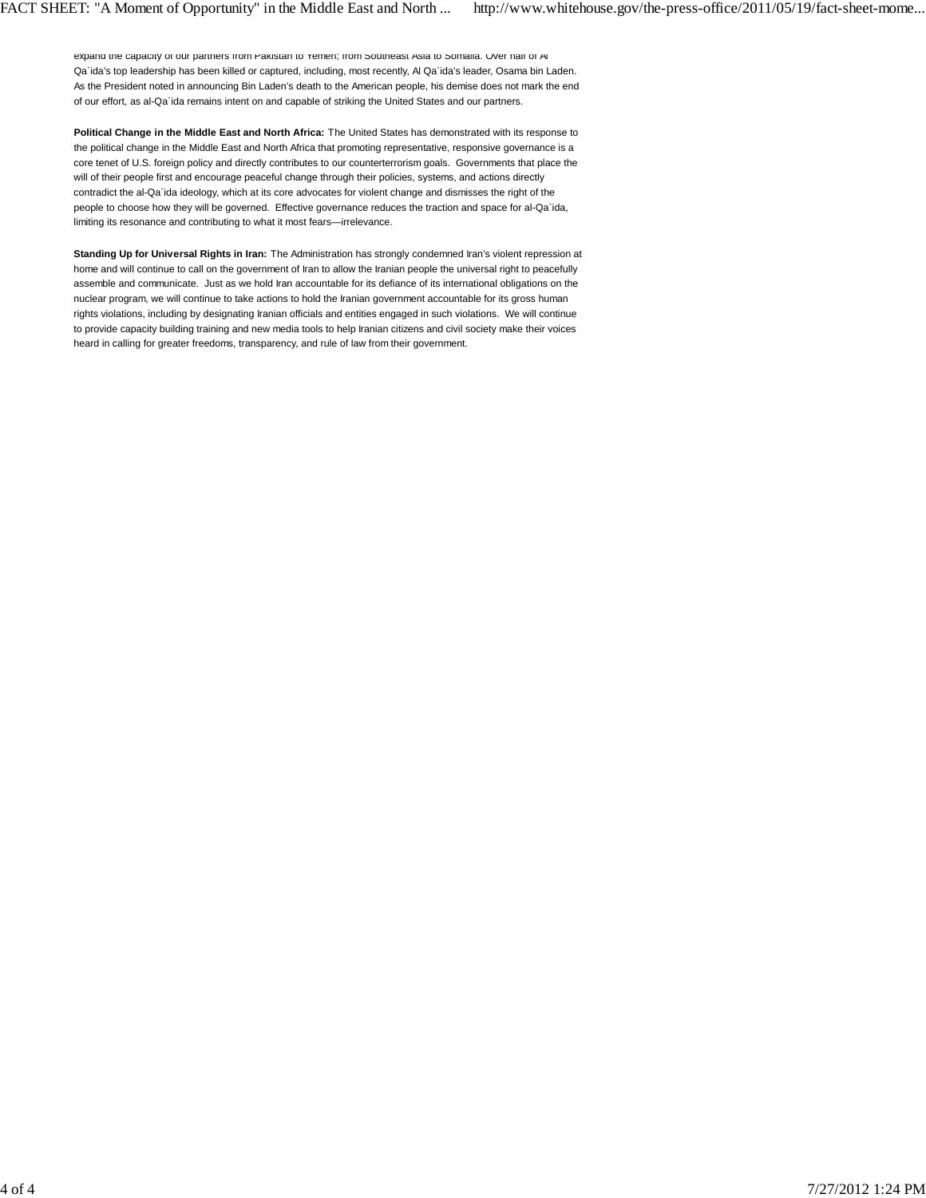expand the capacity of our partners from Pakistan to Yemen; from Southeast Asia to Somalia. Over half of Al Qa`ida's top leadership has been killed or captured, including, most recently, Al Qa`ida's leader, Osama bin Laden. As the President noted in announcing Bin Laden's death to the American people, his demise does not mark the end of our effort, as al-Qa`ida remains intent on and capable of striking the United States and our partners.

**Political Change in the Middle East and North Africa:** The United States has demonstrated with its response to the political change in the Middle East and North Africa that promoting representative, responsive governance is a core tenet of U.S. foreign policy and directly contributes to our counterterrorism goals. Governments that place the will of their people first and encourage peaceful change through their policies, systems, and actions directly contradict the al-Qa`ida ideology, which at its core advocates for violent change and dismisses the right of the people to choose how they will be governed. Effective governance reduces the traction and space for al-Qa`ida, limiting its resonance and contributing to what it most fears—irrelevance.

**Standing Up for Universal Rights in Iran:** The Administration has strongly condemned Iran's violent repression at home and will continue to call on the government of Iran to allow the Iranian people the universal right to peacefully assemble and communicate. Just as we hold Iran accountable for its defiance of its international obligations on the nuclear program, we will continue to take actions to hold the Iranian government accountable for its gross human rights violations, including by designating Iranian officials and entities engaged in such violations. We will continue to provide capacity building training and new media tools to help Iranian citizens and civil society make their voices heard in calling for greater freedoms, transparency, and rule of law from their government.